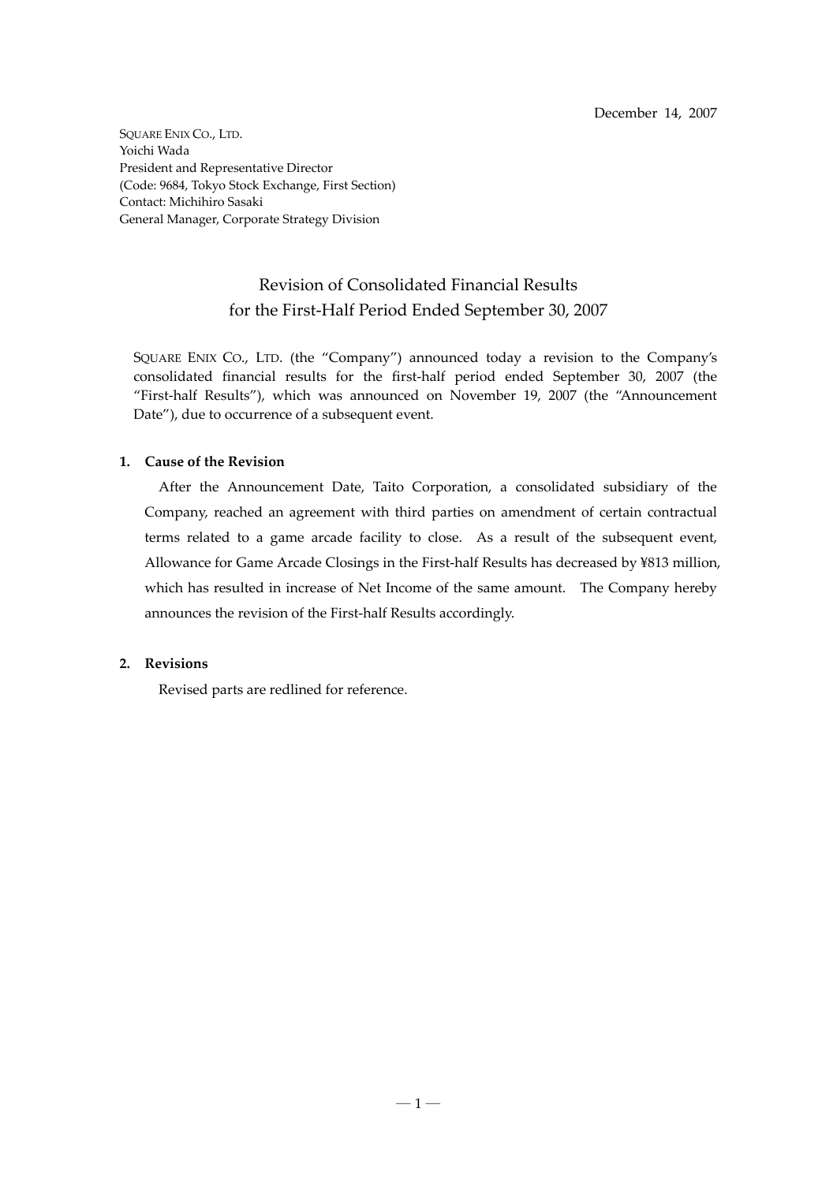December 14, 2007

SQUARE ENIX CO., LTD.
Yoichi Wada
President and Representative Director
(Code: 9684, Tokyo Stock Exchange, First Section)
Contact: Michihiro Sasaki
General Manager, Corporate Strategy Division

# Revision of Consolidated Financial Results for the First-Half Period Ended September 30, 2007

SQUARE ENIX CO., LTD. (the "Company") announced today a revision to the Company's consolidated financial results for the first-half period ended September 30, 2007 (the "First-half Results"), which was announced on November 19, 2007 (the "Announcement Date"), due to occurrence of a subsequent event.

**1. Cause of the Revision**

After the Announcement Date, Taito Corporation, a consolidated subsidiary of the Company, reached an agreement with third parties on amendment of certain contractual terms related to a game arcade facility to close. As a result of the subsequent event, Allowance for Game Arcade Closings in the First-half Results has decreased by ¥813 million, which has resulted in increase of Net Income of the same amount. The Company hereby announces the revision of the First-half Results accordingly.

**2. Revisions**

Revised parts are redlined for reference.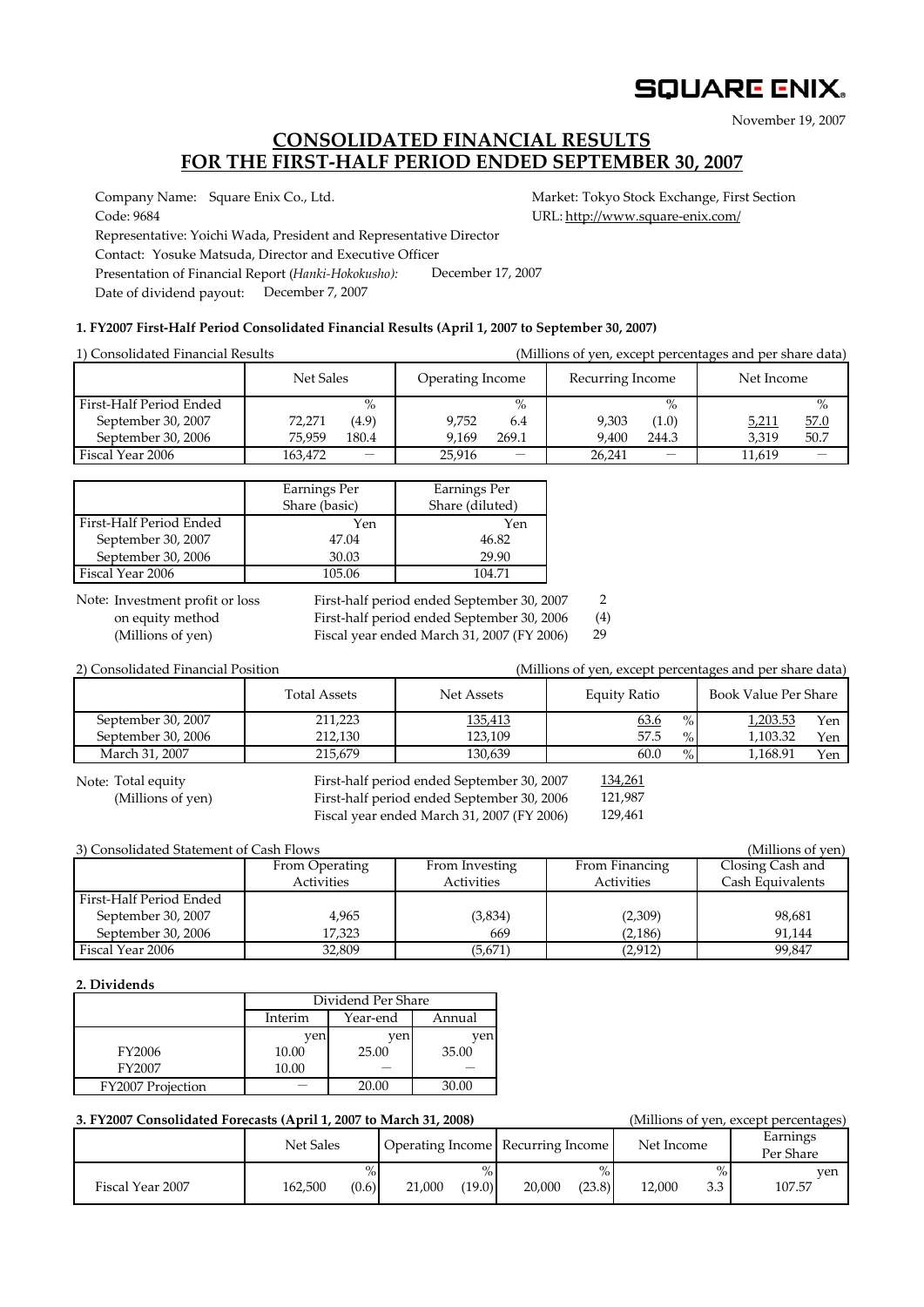**SQUARE ENIX.**

November 19, 2007

# CONSOLIDATED FINANCIAL RESULTS FOR THE FIRST-HALF PERIOD ENDED SEPTEMBER 30, 2007

Company Name: Square Enix Co., Ltd.
Market: Tokyo Stock Exchange, First Section
Code: 9684
URL: http://www.square-enix.com/
Representative: Yoichi Wada, President and Representative Director
Contact: Yosuke Matsuda, Director and Executive Officer
Presentation of Financial Report (*Hanki-Hokokusho):* December 17, 2007
Date of dividend payout: December 7, 2007

### 1. FY2007 First-Half Period Consolidated Financial Results (April 1, 2007 to September 30, 2007)

1) Consolidated Financial Results (Millions of yen, except percentages and per share data)

| | Net Sales | | Operating Income | | Recurring Income | | Net Income | |
|---|---|---|---|---|---|---|---|---|
| First-Half Period Ended | | % | | % | | % | | % |
| September 30, 2007 | 72,271 | (4.9) | 9,752 | 6.4 | 9,303 | (1.0) | 5,211 | 57.0 |
| September 30, 2006 | 75,959 | 180.4 | 9,169 | 269.1 | 9,400 | 244.3 | 3,319 | 50.7 |
| Fiscal Year 2006 | 163,472 | — | 25,916 | — | 26,241 | — | 11,619 | — |

| | Earnings Per Share (basic) | Earnings Per Share (diluted) |
|---|---|---|
| First-Half Period Ended | Yen | Yen |
| September 30, 2007 | 47.04 | 46.82 |
| September 30, 2006 | 30.03 | 29.90 |
| Fiscal Year 2006 | 105.06 | 104.71 |

Note: Investment profit or loss on equity method (Millions of yen)

| | |
|---|---|
| First-half period ended September 30, 2007 | 2 |
| First-half period ended September 30, 2006 | (4) |
| Fiscal year ended March 31, 2007 (FY 2006) | 29 |

2) Consolidated Financial Position (Millions of yen, except percentages and per share data)

| | Total Assets | Net Assets | Equity Ratio | Book Value Per Share |
|---|---|---|---|---|
| September 30, 2007 | 211,223 | 135,413 | 63.6 % | 1,203.53 Yen |
| September 30, 2006 | 212,130 | 123,109 | 57.5 % | 1,103.32 Yen |
| March 31, 2007 | 215,679 | 130,639 | 60.0 % | 1,168.91 Yen |

Note: Total equity (Millions of yen)

| | |
|---|---|
| First-half period ended September 30, 2007 | 134,261 |
| First-half period ended September 30, 2006 | 121,987 |
| Fiscal year ended March 31, 2007 (FY 2006) | 129,461 |

3) Consolidated Statement of Cash Flows (Millions of yen)

| | From Operating Activities | From Investing Activities | From Financing Activities | Closing Cash and Cash Equivalents |
|---|---|---|---|---|
| First-Half Period Ended | | | | |
| September 30, 2007 | 4,965 | (3,834) | (2,309) | 98,681 |
| September 30, 2006 | 17,323 | 669 | (2,186) | 91,144 |
| Fiscal Year 2006 | 32,809 | (5,671) | (2,912) | 99,847 |

### 2. Dividends

| | Dividend Per Share | | |
|---|---|---|---|
| | Interim | Year-end | Annual |
| | yen | yen | yen |
| FY2006 | 10.00 | 25.00 | 35.00 |
| FY2007 | 10.00 | — | — |
| FY2007 Projection | — | 20.00 | 30.00 |

### 3. FY2007 Consolidated Forecasts (April 1, 2007 to March 31, 2008)

(Millions of yen, except percentages)

| | Net Sales | | Operating Income | | Recurring Income | | Net Income | | Earnings Per Share |
|---|---|---|---|---|---|---|---|---|---|
| | | % | | % | | % | | % | yen |
| Fiscal Year 2007 | 162,500 | (0.6) | 21,000 | (19.0) | 20,000 | (23.8) | 12,000 | 3.3 | 107.57 |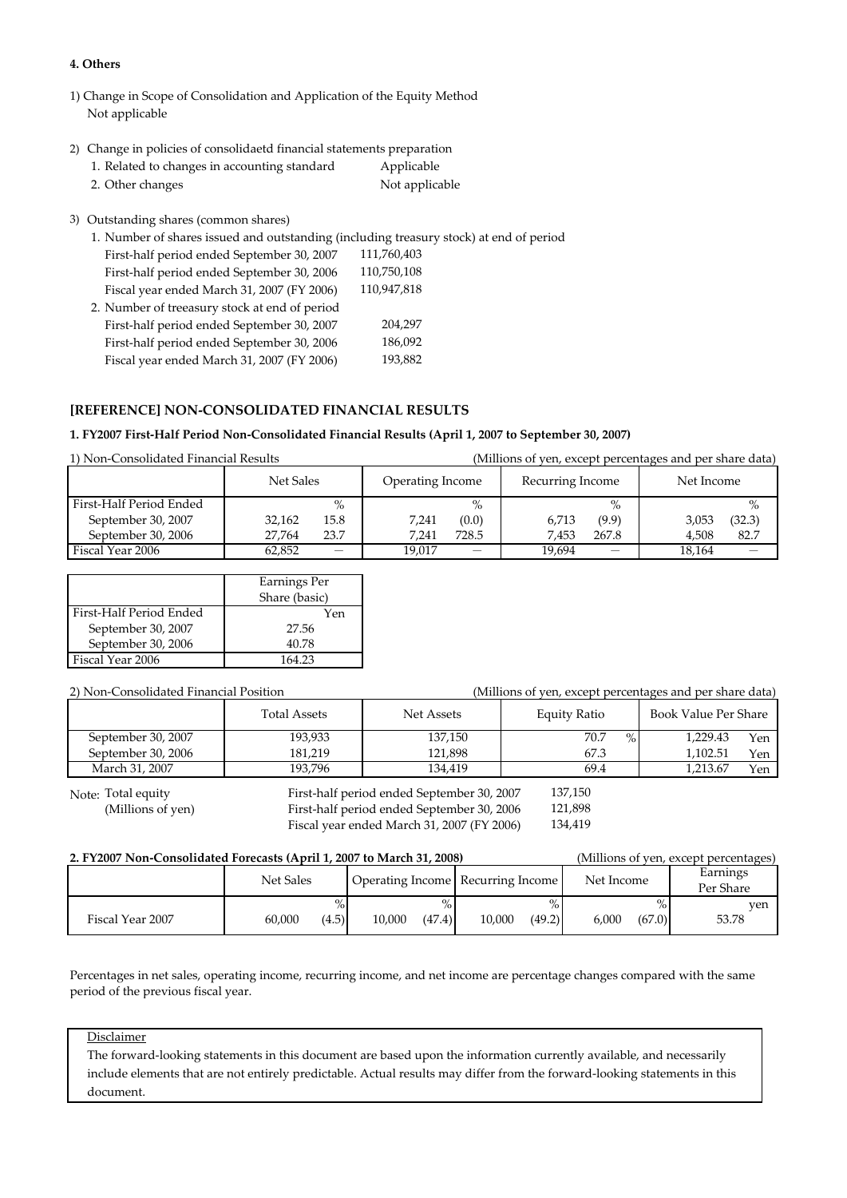**4. Others**

1) Change in Scope of Consolidation and Application of the Equity Method
   Not applicable

2) Change in policies of consolidaetd financial statements preparation
   1. Related to changes in accounting standard    Applicable
   2. Other changes    Not applicable

3) Outstanding shares (common shares)
   1. Number of shares issued and outstanding (including treasury stock) at end of period
      First-half period ended September 30, 2007    111,760,403
      First-half period ended September 30, 2006    110,750,108
      Fiscal year ended March 31, 2007 (FY 2006)    110,947,818
   2. Number of treeasury stock at end of period
      First-half period ended September 30, 2007    204,297
      First-half period ended September 30, 2006    186,092
      Fiscal year ended March 31, 2007 (FY 2006)    193,882

## [REFERENCE] NON-CONSOLIDATED FINANCIAL RESULTS

### 1. FY2007 First-Half Period Non-Consolidated Financial Results (April 1, 2007 to September 30, 2007)

1) Non-Consolidated Financial Results (Millions of yen, except percentages and per share data)

| | Net Sales | | Operating Income | | Recurring Income | | Net Income | |
|---|---|---|---|---|---|---|---|---|
| First-Half Period Ended | | % | | % | | % | | % |
| September 30, 2007 | 32,162 | 15.8 | 7,241 | (0.0) | 6,713 | (9.9) | 3,053 | (32.3) |
| September 30, 2006 | 27,764 | 23.7 | 7,241 | 728.5 | 7,453 | 267.8 | 4,508 | 82.7 |
| Fiscal Year 2006 | 62,852 | — | 19,017 | — | 19,694 | — | 18,164 | — |

| | Earnings Per Share (basic) |
|---|---|
| First-Half Period Ended | Yen |
| September 30, 2007 | 27.56 |
| September 30, 2006 | 40.78 |
| Fiscal Year 2006 | 164.23 |

2) Non-Consolidated Financial Position (Millions of yen, except percentages and per share data)

| | Total Assets | Net Assets | Equity Ratio | Book Value Per Share |
|---|---|---|---|---|
| September 30, 2007 | 193,933 | 137,150 | 70.7 % | 1,229.43 Yen |
| September 30, 2006 | 181,219 | 121,898 | 67.3 | 1,102.51 Yen |
| March 31, 2007 | 193,796 | 134,419 | 69.4 | 1,213.67 Yen |

Note: Total equity (Millions of yen)
   First-half period ended September 30, 2007    137,150
   First-half period ended September 30, 2006    121,898
   Fiscal year ended March 31, 2007 (FY 2006)    134,419

### 2. FY2007 Non-Consolidated Forecasts (April 1, 2007 to March 31, 2008)

(Millions of yen, except percentages)

| | Net Sales | | Operating Income | | Recurring Income | | Net Income | | Earnings Per Share |
|---|---|---|---|---|---|---|---|---|---|
| | | % | | % | | % | | % | yen |
| Fiscal Year 2007 | 60,000 | (4.5) | 10,000 | (47.4) | 10,000 | (49.2) | 6,000 | (67.0) | 53.78 |

Percentages in net sales, operating income, recurring income, and net income are percentage changes compared with the same period of the previous fiscal year.

Disclaimer

The forward-looking statements in this document are based upon the information currently available, and necessarily include elements that are not entirely predictable. Actual results may differ from the forward-looking statements in this document.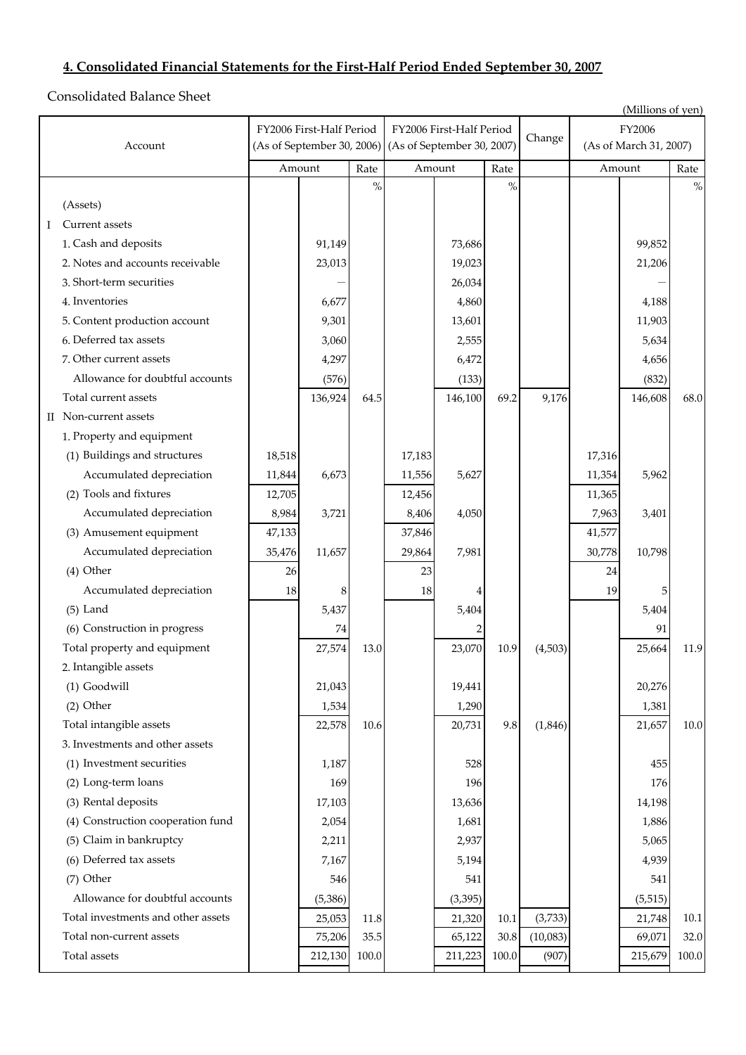## 4. Consolidated Financial Statements for the First-Half Period Ended September 30, 2007

Consolidated Balance Sheet

(Millions of yen)

| Account | FY2006 First-Half Period (As of September 30, 2006) | | | FY2006 First-Half Period (As of September 30, 2007) | | | Change | FY2006 (As of March 31, 2007) | | |
|---|---|---|---|---|---|---|---|---|---|---|
| | Amount | | Rate | Amount | | Rate | | Amount | | Rate |
| | | | % | | | % | | | | % |
| (Assets) | | | | | | | | | | |
| I Current assets | | | | | | | | | | |
| 1. Cash and deposits | | 91,149 | | | 73,686 | | | | 99,852 | |
| 2. Notes and accounts receivable | | 23,013 | | | 19,023 | | | | 21,206 | |
| 3. Short-term securities | | — | | | 26,034 | | | | — | |
| 4. Inventories | | 6,677 | | | 4,860 | | | | 4,188 | |
| 5. Content production account | | 9,301 | | | 13,601 | | | | 11,903 | |
| 6. Deferred tax assets | | 3,060 | | | 2,555 | | | | 5,634 | |
| 7. Other current assets | | 4,297 | | | 6,472 | | | | 4,656 | |
| Allowance for doubtful accounts | | (576) | | | (133) | | | | (832) | |
| Total current assets | | 136,924 | 64.5 | | 146,100 | 69.2 | 9,176 | | 146,608 | 68.0 |
| II Non-current assets | | | | | | | | | | |
| 1. Property and equipment | | | | | | | | | | |
| (1) Buildings and structures | 18,518 | | | 17,183 | | | | 17,316 | | |
| Accumulated depreciation | 11,844 | 6,673 | | 11,556 | 5,627 | | | 11,354 | 5,962 | |
| (2) Tools and fixtures | 12,705 | | | 12,456 | | | | 11,365 | | |
| Accumulated depreciation | 8,984 | 3,721 | | 8,406 | 4,050 | | | 7,963 | 3,401 | |
| (3) Amusement equipment | 47,133 | | | 37,846 | | | | 41,577 | | |
| Accumulated depreciation | 35,476 | 11,657 | | 29,864 | 7,981 | | | 30,778 | 10,798 | |
| (4) Other | 26 | | | 23 | | | | 24 | | |
| Accumulated depreciation | 18 | 8 | | 18 | 4 | | | 19 | 5 | |
| (5) Land | | 5,437 | | | 5,404 | | | | 5,404 | |
| (6) Construction in progress | | 74 | | | 2 | | | | 91 | |
| Total property and equipment | | 27,574 | 13.0 | | 23,070 | 10.9 | (4,503) | | 25,664 | 11.9 |
| 2. Intangible assets | | | | | | | | | | |
| (1) Goodwill | | 21,043 | | | 19,441 | | | | 20,276 | |
| (2) Other | | 1,534 | | | 1,290 | | | | 1,381 | |
| Total intangible assets | | 22,578 | 10.6 | | 20,731 | 9.8 | (1,846) | | 21,657 | 10.0 |
| 3. Investments and other assets | | | | | | | | | | |
| (1) Investment securities | | 1,187 | | | 528 | | | | 455 | |
| (2) Long-term loans | | 169 | | | 196 | | | | 176 | |
| (3) Rental deposits | | 17,103 | | | 13,636 | | | | 14,198 | |
| (4) Construction cooperation fund | | 2,054 | | | 1,681 | | | | 1,886 | |
| (5) Claim in bankruptcy | | 2,211 | | | 2,937 | | | | 5,065 | |
| (6) Deferred tax assets | | 7,167 | | | 5,194 | | | | 4,939 | |
| (7) Other | | 546 | | | 541 | | | | 541 | |
| Allowance for doubtful accounts | | (5,386) | | | (3,395) | | | | (5,515) | |
| Total investments and other assets | | 25,053 | 11.8 | | 21,320 | 10.1 | (3,733) | | 21,748 | 10.1 |
| Total non-current assets | | 75,206 | 35.5 | | 65,122 | 30.8 | (10,083) | | 69,071 | 32.0 |
| Total assets | | 212,130 | 100.0 | | 211,223 | 100.0 | (907) | | 215,679 | 100.0 |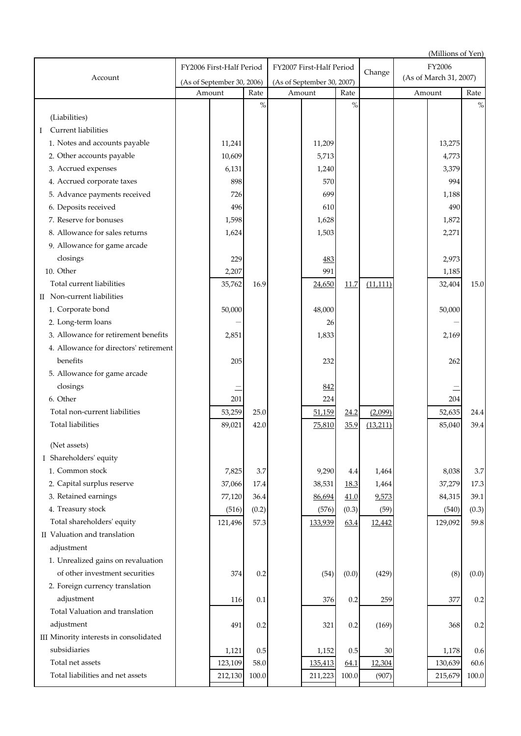(Millions of Yen)

| Account | FY2006 First-Half Period (As of September 30, 2006) | | FY2007 First-Half Period (As of September 30, 2007) | | Change | FY2006 (As of March 31, 2007) | |
|---|---|---|---|---|---|---|---|
| | Amount | Rate | Amount | Rate | | Amount | Rate |
| | | % | | % | | | % |
| (Liabilities) | | | | | | | |
| I Current liabilities | | | | | | | |
| 1. Notes and accounts payable | 11,241 | | 11,209 | | | 13,275 | |
| 2. Other accounts payable | 10,609 | | 5,713 | | | 4,773 | |
| 3. Accrued expenses | 6,131 | | 1,240 | | | 3,379 | |
| 4. Accrued corporate taxes | 898 | | 570 | | | 994 | |
| 5. Advance payments received | 726 | | 699 | | | 1,188 | |
| 6. Deposits received | 496 | | 610 | | | 490 | |
| 7. Reserve for bonuses | 1,598 | | 1,628 | | | 1,872 | |
| 8. Allowance for sales returns | 1,624 | | 1,503 | | | 2,271 | |
| 9. Allowance for game arcade closings | 229 | | 483 | | | 2,973 | |
| 10. Other | 2,207 | | 991 | | | 1,185 | |
| Total current liabilities | 35,762 | 16.9 | 24,650 | 11.7 | (11,111) | 32,404 | 15.0 |
| II Non-current liabilities | | | | | | | |
| 1. Corporate bond | 50,000 | | 48,000 | | | 50,000 | |
| 2. Long-term loans | — | | 26 | | | — | |
| 3. Allowance for retirement benefits | 2,851 | | 1,833 | | | 2,169 | |
| 4. Allowance for directors' retirement benefits | 205 | | 232 | | | 262 | |
| 5. Allowance for game arcade closings | — | | 842 | | | — | |
| 6. Other | 201 | | 224 | | | 204 | |
| Total non-current liabilities | 53,259 | 25.0 | 51,159 | 24.2 | (2,099) | 52,635 | 24.4 |
| Total liabilities | 89,021 | 42.0 | 75,810 | 35.9 | (13,211) | 85,040 | 39.4 |
| (Net assets) | | | | | | | |
| I Shareholders' equity | | | | | | | |
| 1. Common stock | 7,825 | 3.7 | 9,290 | 4.4 | 1,464 | 8,038 | 3.7 |
| 2. Capital surplus reserve | 37,066 | 17.4 | 38,531 | 18.3 | 1,464 | 37,279 | 17.3 |
| 3. Retained earnings | 77,120 | 36.4 | 86,694 | 41.0 | 9,573 | 84,315 | 39.1 |
| 4. Treasury stock | (516) | (0.2) | (576) | (0.3) | (59) | (540) | (0.3) |
| Total shareholders' equity | 121,496 | 57.3 | 133,939 | 63.4 | 12,442 | 129,092 | 59.8 |
| II Valuation and translation adjustment | | | | | | | |
| 1. Unrealized gains on revaluation of other investment securities | 374 | 0.2 | (54) | (0.0) | (429) | (8) | (0.0) |
| 2. Foreign currency translation adjustment | 116 | 0.1 | 376 | 0.2 | 259 | 377 | 0.2 |
| Total Valuation and translation adjustment | 491 | 0.2 | 321 | 0.2 | (169) | 368 | 0.2 |
| III Minority interests in consolidated subsidiaries | 1,121 | 0.5 | 1,152 | 0.5 | 30 | 1,178 | 0.6 |
| Total net assets | 123,109 | 58.0 | 135,413 | 64.1 | 12,304 | 130,639 | 60.6 |
| Total liabilities and net assets | 212,130 | 100.0 | 211,223 | 100.0 | (907) | 215,679 | 100.0 |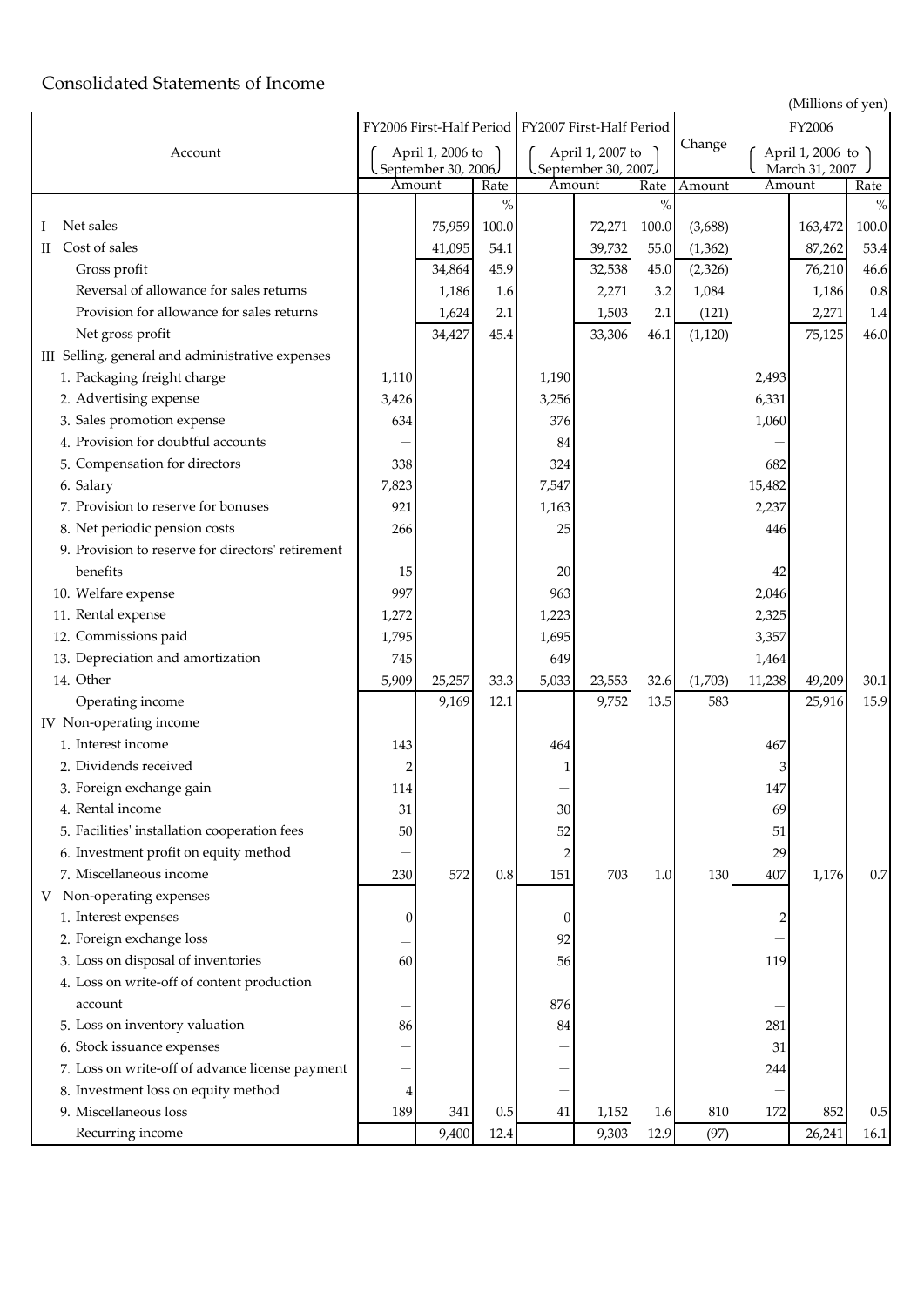# Consolidated Statements of Income

(Millions of yen)

| Account | FY2006 First-Half Period (April 1, 2006 to September 30, 2006) | | | FY2007 First-Half Period (April 1, 2007 to September 30, 2007) | | | Change | FY2006 (April 1, 2006 to March 31, 2007) | | |
|---|---|---|---|---|---|---|---|---|---|---|
| | Amount | | Rate | Amount | | Rate | Amount | Amount | | Rate |
| | | | % | | | % | | | | % |
| I Net sales | | 75,959 | 100.0 | | 72,271 | 100.0 | (3,688) | | 163,472 | 100.0 |
| II Cost of sales | | 41,095 | 54.1 | | 39,732 | 55.0 | (1,362) | | 87,262 | 53.4 |
| Gross profit | | 34,864 | 45.9 | | 32,538 | 45.0 | (2,326) | | 76,210 | 46.6 |
| Reversal of allowance for sales returns | | 1,186 | 1.6 | | 2,271 | 3.2 | 1,084 | | 1,186 | 0.8 |
| Provision for allowance for sales returns | | 1,624 | 2.1 | | 1,503 | 2.1 | (121) | | 2,271 | 1.4 |
| Net gross profit | | 34,427 | 45.4 | | 33,306 | 46.1 | (1,120) | | 75,125 | 46.0 |
| III Selling, general and administrative expenses | | | | | | | | | | |
| 1. Packaging freight charge | 1,110 | | | 1,190 | | | | 2,493 | | |
| 2. Advertising expense | 3,426 | | | 3,256 | | | | 6,331 | | |
| 3. Sales promotion expense | 634 | | | 376 | | | | 1,060 | | |
| 4. Provision for doubtful accounts | — | | | 84 | | | | — | | |
| 5. Compensation for directors | 338 | | | 324 | | | | 682 | | |
| 6. Salary | 7,823 | | | 7,547 | | | | 15,482 | | |
| 7. Provision to reserve for bonuses | 921 | | | 1,163 | | | | 2,237 | | |
| 8. Net periodic pension costs | 266 | | | 25 | | | | 446 | | |
| 9. Provision to reserve for directors' retirement benefits | 15 | | | 20 | | | | 42 | | |
| 10. Welfare expense | 997 | | | 963 | | | | 2,046 | | |
| 11. Rental expense | 1,272 | | | 1,223 | | | | 2,325 | | |
| 12. Commissions paid | 1,795 | | | 1,695 | | | | 3,357 | | |
| 13. Depreciation and amortization | 745 | | | 649 | | | | 1,464 | | |
| 14. Other | 5,909 | 25,257 | 33.3 | 5,033 | 23,553 | 32.6 | (1,703) | 11,238 | 49,209 | 30.1 |
| Operating income | | 9,169 | 12.1 | | 9,752 | 13.5 | 583 | | 25,916 | 15.9 |
| IV Non-operating income | | | | | | | | | | |
| 1. Interest income | 143 | | | 464 | | | | 467 | | |
| 2. Dividends received | 2 | | | 1 | | | | 3 | | |
| 3. Foreign exchange gain | 114 | | | — | | | | 147 | | |
| 4. Rental income | 31 | | | 30 | | | | 69 | | |
| 5. Facilities' installation cooperation fees | 50 | | | 52 | | | | 51 | | |
| 6. Investment profit on equity method | — | | | 2 | | | | 29 | | |
| 7. Miscellaneous income | 230 | 572 | 0.8 | 151 | 703 | 1.0 | 130 | 407 | 1,176 | 0.7 |
| V Non-operating expenses | | | | | | | | | | |
| 1. Interest expenses | 0 | | | 0 | | | | 2 | | |
| 2. Foreign exchange loss | — | | | 92 | | | | — | | |
| 3. Loss on disposal of inventories | 60 | | | 56 | | | | 119 | | |
| 4. Loss on write-off of content production account | — | | | 876 | | | | — | | |
| 5. Loss on inventory valuation | 86 | | | 84 | | | | 281 | | |
| 6. Stock issuance expenses | — | | | — | | | | 31 | | |
| 7. Loss on write-off of advance license payment | — | | | — | | | | 244 | | |
| 8. Investment loss on equity method | 4 | | | — | | | | — | | |
| 9. Miscellaneous loss | 189 | 341 | 0.5 | 41 | 1,152 | 1.6 | 810 | 172 | 852 | 0.5 |
| Recurring income | | 9,400 | 12.4 | | 9,303 | 12.9 | (97) | | 26,241 | 16.1 |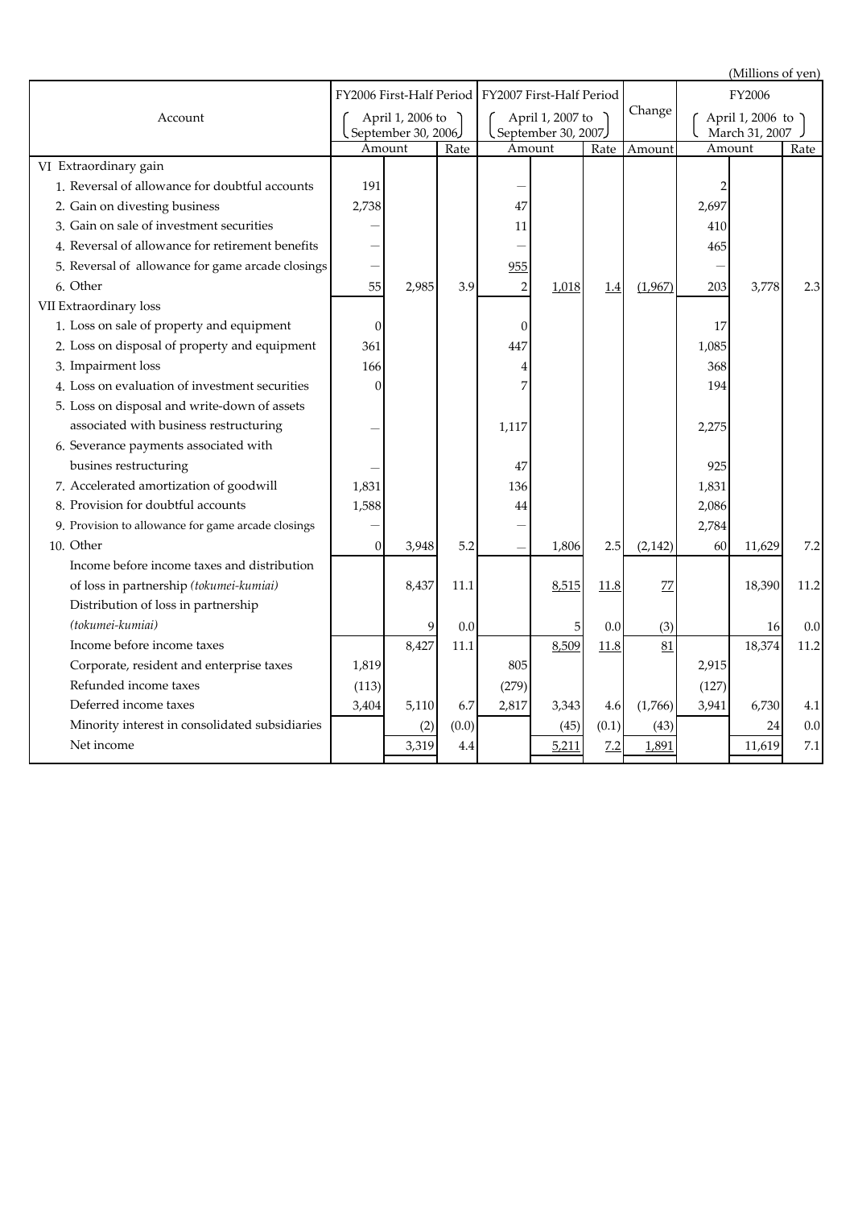(Millions of yen)

| Account | FY2006 First-Half Period (April 1, 2006 to September 30, 2006) | | | FY2007 First-Half Period (April 1, 2007 to September 30, 2007) | | | Change | FY2006 (April 1, 2006 to March 31, 2007) | | |
|---|---|---|---|---|---|---|---|---|---|---|
| | Amount | | Rate | Amount | | Rate | Amount | Amount | | Rate |
| VI Extraordinary gain | | | | | | | | | | |
| 1. Reversal of allowance for doubtful accounts | 191 | | | — | | | | 2 | | |
| 2. Gain on divesting business | 2,738 | | | 47 | | | | 2,697 | | |
| 3. Gain on sale of investment securities | — | | | 11 | | | | 410 | | |
| 4. Reversal of allowance for retirement benefits | — | | | — | | | | 465 | | |
| 5. Reversal of allowance for game arcade closings | — | | | 955 | | | | — | | |
| 6. Other | 55 | 2,985 | 3.9 | 2 | 1,018 | 1.4 | (1,967) | 203 | 3,778 | 2.3 |
| VII Extraordinary loss | | | | | | | | | | |
| 1. Loss on sale of property and equipment | 0 | | | 0 | | | | 17 | | |
| 2. Loss on disposal of property and equipment | 361 | | | 447 | | | | 1,085 | | |
| 3. Impairment loss | 166 | | | 4 | | | | 368 | | |
| 4. Loss on evaluation of investment securities | 0 | | | 7 | | | | 194 | | |
| 5. Loss on disposal and write-down of assets associated with business restructuring | — | | | 1,117 | | | | 2,275 | | |
| 6. Severance payments associated with busines restructuring | — | | | 47 | | | | 925 | | |
| 7. Accelerated amortization of goodwill | 1,831 | | | 136 | | | | 1,831 | | |
| 8. Provision for doubtful accounts | 1,588 | | | 44 | | | | 2,086 | | |
| 9. Provision to allowance for game arcade closings | — | | | — | | | | 2,784 | | |
| 10. Other | 0 | 3,948 | 5.2 | — | 1,806 | 2.5 | (2,142) | 60 | 11,629 | 7.2 |
| Income before income taxes and distribution of loss in partnership *(tokumei-kumiai)* | | 8,437 | 11.1 | | 8,515 | 11.8 | 77 | | 18,390 | 11.2 |
| Distribution of loss in partnership *(tokumei-kumiai)* | | 9 | 0.0 | | 5 | 0.0 | (3) | | 16 | 0.0 |
| Income before income taxes | | 8,427 | 11.1 | | 8,509 | 11.8 | 81 | | 18,374 | 11.2 |
| Corporate, resident and enterprise taxes | 1,819 | | | 805 | | | | 2,915 | | |
| Refunded income taxes | (113) | | | (279) | | | | (127) | | |
| Deferred income taxes | 3,404 | 5,110 | 6.7 | 2,817 | 3,343 | 4.6 | (1,766) | 3,941 | 6,730 | 4.1 |
| Minority interest in consolidated subsidiaries | | (2) | (0.0) | | (45) | (0.1) | (43) | | 24 | 0.0 |
| Net income | | 3,319 | 4.4 | | 5,211 | 7.2 | 1,891 | | 11,619 | 7.1 |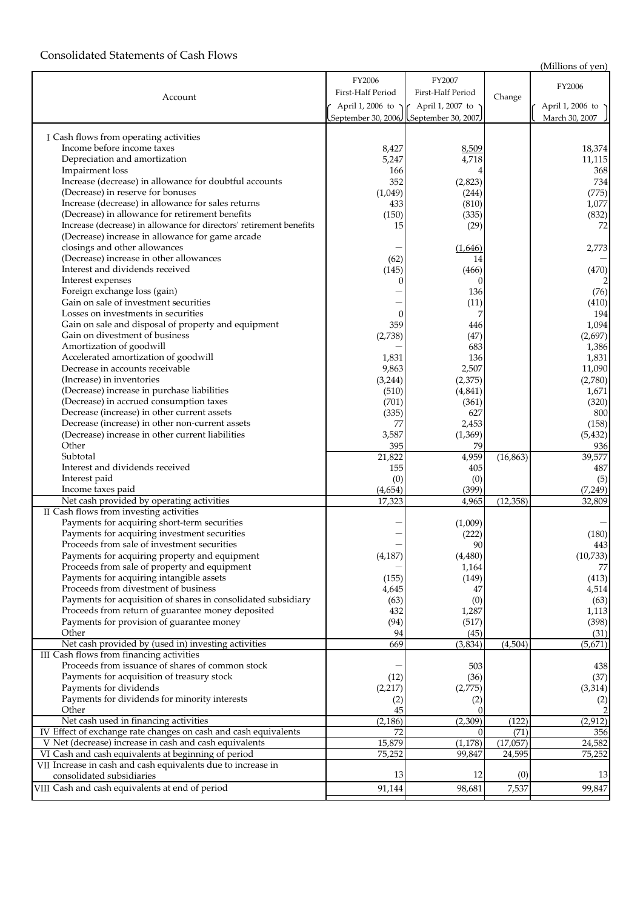## Consolidated Statements of Cash Flows

(Millions of yen)

| Account | FY2006 First-Half Period (April 1, 2006 to September 30, 2006) | FY2007 First-Half Period (April 1, 2007 to September 30, 2007) | Change | FY2006 (April 1, 2006 to March 30, 2007) |
|---|---|---|---|---|
| I Cash flows from operating activities | | | | |
| Income before income taxes | 8,427 | 8,509 | | 18,374 |
| Depreciation and amortization | 5,247 | 4,718 | | 11,115 |
| Impairment loss | 166 | 4 | | 368 |
| Increase (decrease) in allowance for doubtful accounts | 352 | (2,823) | | 734 |
| (Decrease) in reserve for bonuses | (1,049) | (244) | | (775) |
| Increase (decrease) in allowance for sales returns | 433 | (810) | | 1,077 |
| (Decrease) in allowance for retirement benefits | (150) | (335) | | (832) |
| Increase (decrease) in allowance for directors' retirement benefits | 15 | (29) | | 72 |
| (Decrease) increase in allowance for game arcade closings and other allowances | — | (1,646) | | 2,773 |
| (Decrease) increase in other allowances | (62) | 14 | | — |
| Interest and dividends received | (145) | (466) | | (470) |
| Interest expenses | 0 | 0 | | 2 |
| Foreign exchange loss (gain) | — | 136 | | (76) |
| Gain on sale of investment securities | — | (11) | | (410) |
| Losses on investments in securities | 0 | 7 | | 194 |
| Gain on sale and disposal of property and equipment | 359 | 446 | | 1,094 |
| Gain on divestment of business | (2,738) | (47) | | (2,697) |
| Amortization of goodwill | — | 683 | | 1,386 |
| Accelerated amortization of goodwill | 1,831 | 136 | | 1,831 |
| Decrease in accounts receivable | 9,863 | 2,507 | | 11,090 |
| (Increase) in inventories | (3,244) | (2,375) | | (2,780) |
| (Decrease) increase in purchase liabilities | (510) | (4,841) | | 1,671 |
| (Decrease) in accrued consumption taxes | (701) | (361) | | (320) |
| Decrease (increase) in other current assets | (335) | 627 | | 800 |
| Decrease (increase) in other non-current assets | 77 | 2,453 | | (158) |
| (Decrease) increase in other current liabilities | 3,587 | (1,369) | | (5,432) |
| Other | 395 | 79 | | 936 |
| Subtotal | 21,822 | 4,959 | (16,863) | 39,577 |
| Interest and dividends received | 155 | 405 | | 487 |
| Interest paid | (0) | (0) | | (5) |
| Income taxes paid | (4,654) | (399) | | (7,249) |
| Net cash provided by operating activities | 17,323 | 4,965 | (12,358) | 32,809 |
| II Cash flows from investing activities | | | | |
| Payments for acquiring short-term securities | — | (1,009) | | — |
| Payments for acquiring investment securities | — | (222) | | (180) |
| Proceeds from sale of investment securities | — | 90 | | 443 |
| Payments for acquiring property and equipment | (4,187) | (4,480) | | (10,733) |
| Proceeds from sale of property and equipment | — | 1,164 | | 77 |
| Payments for acquiring intangible assets | (155) | (149) | | (413) |
| Proceeds from divestment of business | 4,645 | 47 | | 4,514 |
| Payments for acquisition of shares in consolidated subsidiary | (63) | (0) | | (63) |
| Proceeds from return of guarantee money deposited | 432 | 1,287 | | 1,113 |
| Payments for provision of guarantee money | (94) | (517) | | (398) |
| Other | 94 | (45) | | (31) |
| Net cash provided by (used in) investing activities | 669 | (3,834) | (4,504) | (5,671) |
| III Cash flows from financing activities | | | | |
| Proceeds from issuance of shares of common stock | — | 503 | | 438 |
| Payments for acquisition of treasury stock | (12) | (36) | | (37) |
| Payments for dividends | (2,217) | (2,775) | | (3,314) |
| Payments for dividends for minority interests | (2) | (2) | | (2) |
| Other | 45 | 0 | | 2 |
| Net cash used in financing activities | (2,186) | (2,309) | (122) | (2,912) |
| IV Effect of exchange rate changes on cash and cash equivalents | 72 | 0 | (71) | 356 |
| V Net (decrease) increase in cash and cash equivalents | 15,879 | (1,178) | (17,057) | 24,582 |
| VI Cash and cash equivalents at beginning of period | 75,252 | 99,847 | 24,595 | 75,252 |
| VII Increase in cash and cash equivalents due to increase in consolidated subsidiaries | 13 | 12 | (0) | 13 |
| VIII Cash and cash equivalents at end of period | 91,144 | 98,681 | 7,537 | 99,847 |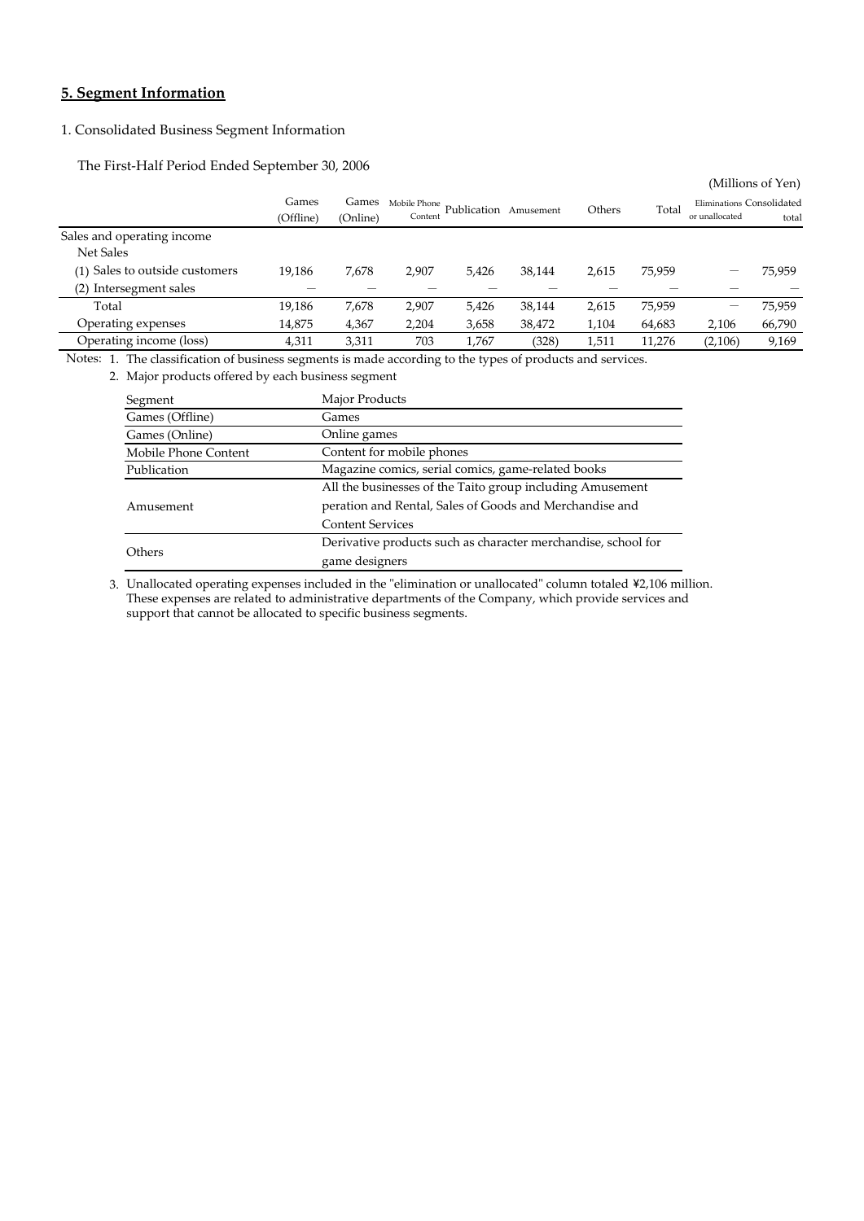## 5. Segment Information

1. Consolidated Business Segment Information

The First-Half Period Ended September 30, 2006

(Millions of Yen)

| | Games (Offline) | Games (Online) | Mobile Phone Content | Publication | Amusement | Others | Total | Eliminations or unallocated | Consolidated total |
|---|---|---|---|---|---|---|---|---|---|
| Sales and operating income | | | | | | | | | |
| Net Sales | | | | | | | | | |
| (1) Sales to outside customers | 19,186 | 7,678 | 2,907 | 5,426 | 38,144 | 2,615 | 75,959 | — | 75,959 |
| (2) Intersegment sales | — | — | — | — | — | — | — | — | — |
| Total | 19,186 | 7,678 | 2,907 | 5,426 | 38,144 | 2,615 | 75,959 | — | 75,959 |
| Operating expenses | 14,875 | 4,367 | 2,204 | 3,658 | 38,472 | 1,104 | 64,683 | 2,106 | 66,790 |
| Operating income (loss) | 4,311 | 3,311 | 703 | 1,767 | (328) | 1,511 | 11,276 | (2,106) | 9,169 |

Notes: 1. The classification of business segments is made according to the types of products and services.

2. Major products offered by each business segment

| Segment | Major Products |
|---|---|
| Games (Offline) | Games |
| Games (Online) | Online games |
| Mobile Phone Content | Content for mobile phones |
| Publication | Magazine comics, serial comics, game-related books |
| Amusement | All the businesses of the Taito group including Amusement peration and Rental, Sales of Goods and Merchandise and Content Services |
| Others | Derivative products such as character merchandise, school for game designers |

3. Unallocated operating expenses included in the "elimination or unallocated" column totaled ¥2,106 million. These expenses are related to administrative departments of the Company, which provide services and support that cannot be allocated to specific business segments.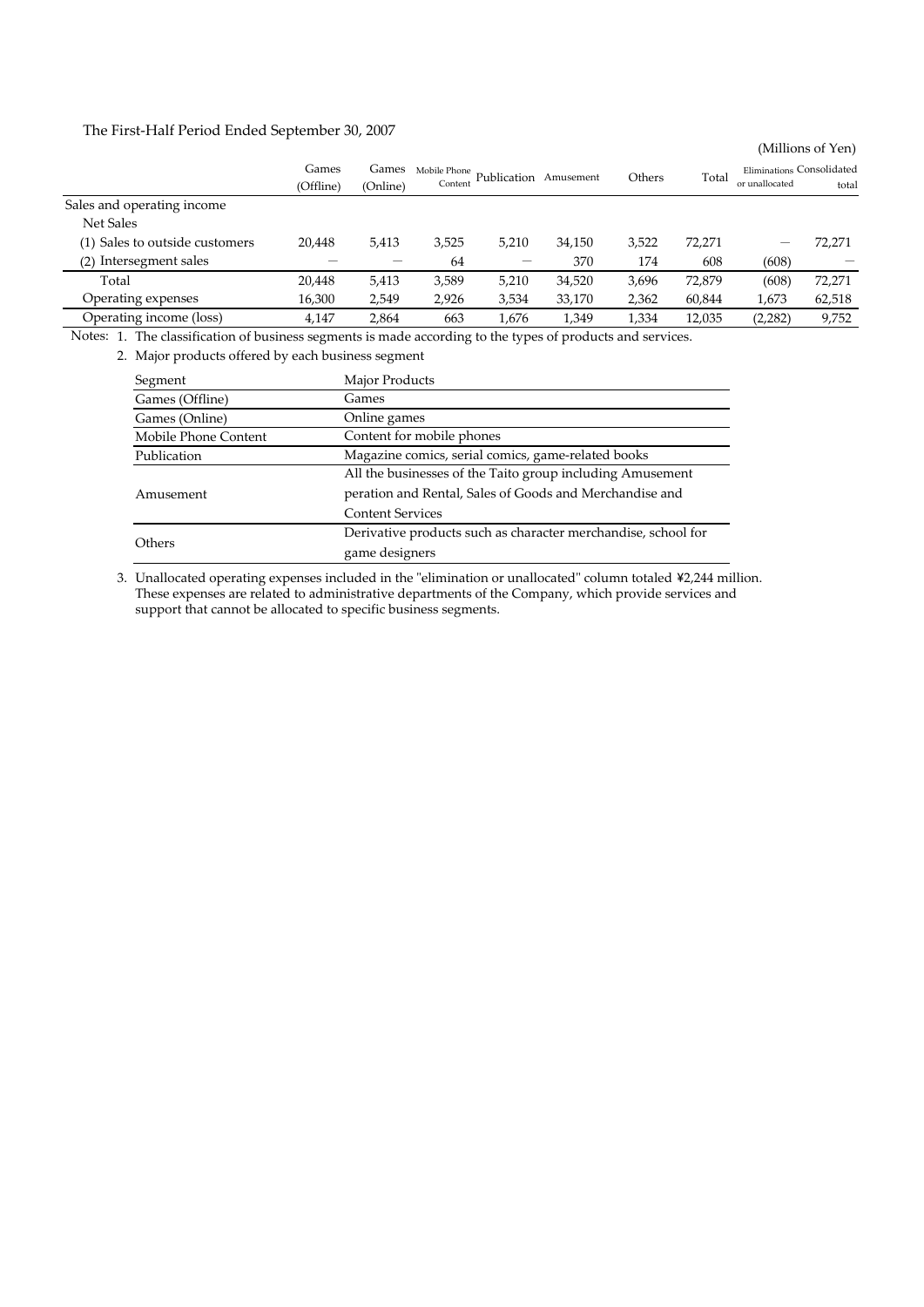The First-Half Period Ended September 30, 2007

(Millions of Yen)

| | Games (Offline) | Games (Online) | Mobile Phone Content | Publication | Amusement | Others | Total | Eliminations or unallocated | Consolidated total |
|---|---|---|---|---|---|---|---|---|---|
| Sales and operating income | | | | | | | | | |
| Net Sales | | | | | | | | | |
| (1) Sales to outside customers | 20,448 | 5,413 | 3,525 | 5,210 | 34,150 | 3,522 | 72,271 | — | 72,271 |
| (2) Intersegment sales | — | — | 64 | — | 370 | 174 | 608 | (608) | — |
| Total | 20,448 | 5,413 | 3,589 | 5,210 | 34,520 | 3,696 | 72,879 | (608) | 72,271 |
| Operating expenses | 16,300 | 2,549 | 2,926 | 3,534 | 33,170 | 2,362 | 60,844 | 1,673 | 62,518 |
| Operating income (loss) | 4,147 | 2,864 | 663 | 1,676 | 1,349 | 1,334 | 12,035 | (2,282) | 9,752 |

Notes: 1. The classification of business segments is made according to the types of products and services.

2. Major products offered by each business segment

| Segment | Major Products |
|---|---|
| Games (Offline) | Games |
| Games (Online) | Online games |
| Mobile Phone Content | Content for mobile phones |
| Publication | Magazine comics, serial comics, game-related books |
| Amusement | All the businesses of the Taito group including Amusement peration and Rental, Sales of Goods and Merchandise and Content Services |
| Others | Derivative products such as character merchandise, school for game designers |

3. Unallocated operating expenses included in the "elimination or unallocated" column totaled ¥2,244 million. These expenses are related to administrative departments of the Company, which provide services and support that cannot be allocated to specific business segments.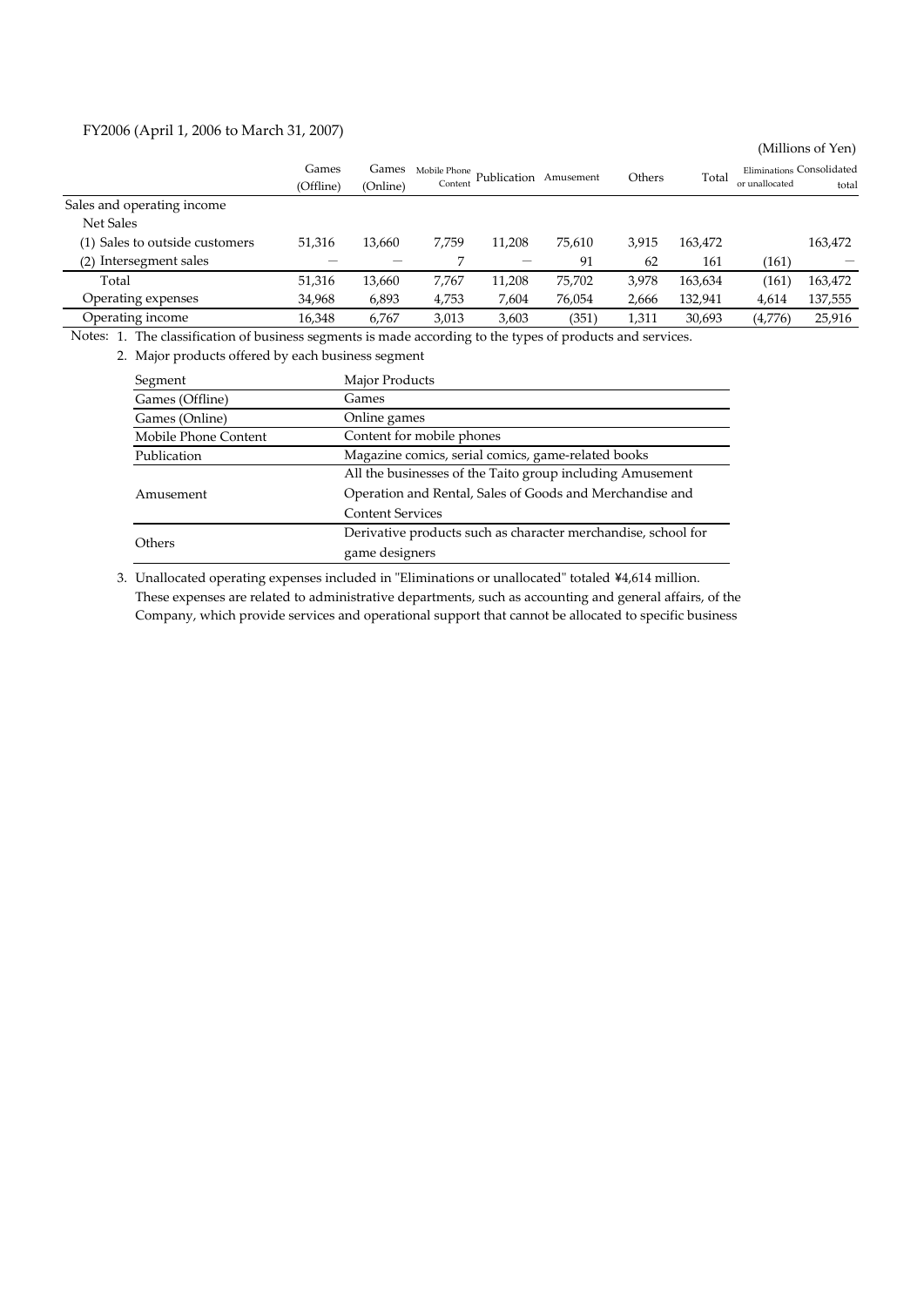FY2006 (April 1, 2006 to March 31, 2007)

(Millions of Yen)

| | Games (Offline) | Games (Online) | Mobile Phone Content | Publication | Amusement | Others | Total | Eliminations or unallocated | Consolidated total |
|---|---|---|---|---|---|---|---|---|---|
| Sales and operating income | | | | | | | | | |
| Net Sales | | | | | | | | | |
| (1) Sales to outside customers | 51,316 | 13,660 | 7,759 | 11,208 | 75,610 | 3,915 | 163,472 | | 163,472 |
| (2) Intersegment sales | — | — | 7 | — | 91 | 62 | 161 | (161) | — |
| Total | 51,316 | 13,660 | 7,767 | 11,208 | 75,702 | 3,978 | 163,634 | (161) | 163,472 |
| Operating expenses | 34,968 | 6,893 | 4,753 | 7,604 | 76,054 | 2,666 | 132,941 | 4,614 | 137,555 |
| Operating income | 16,348 | 6,767 | 3,013 | 3,603 | (351) | 1,311 | 30,693 | (4,776) | 25,916 |

Notes: 1. The classification of business segments is made according to the types of products and services.

2. Major products offered by each business segment

| Segment | Major Products |
|---|---|
| Games (Offline) | Games |
| Games (Online) | Online games |
| Mobile Phone Content | Content for mobile phones |
| Publication | Magazine comics, serial comics, game-related books |
| Amusement | All the businesses of the Taito group including Amusement Operation and Rental, Sales of Goods and Merchandise and Content Services |
| Others | Derivative products such as character merchandise, school for game designers |

3. Unallocated operating expenses included in "Eliminations or unallocated" totaled ¥4,614 million. These expenses are related to administrative departments, such as accounting and general affairs, of the Company, which provide services and operational support that cannot be allocated to specific business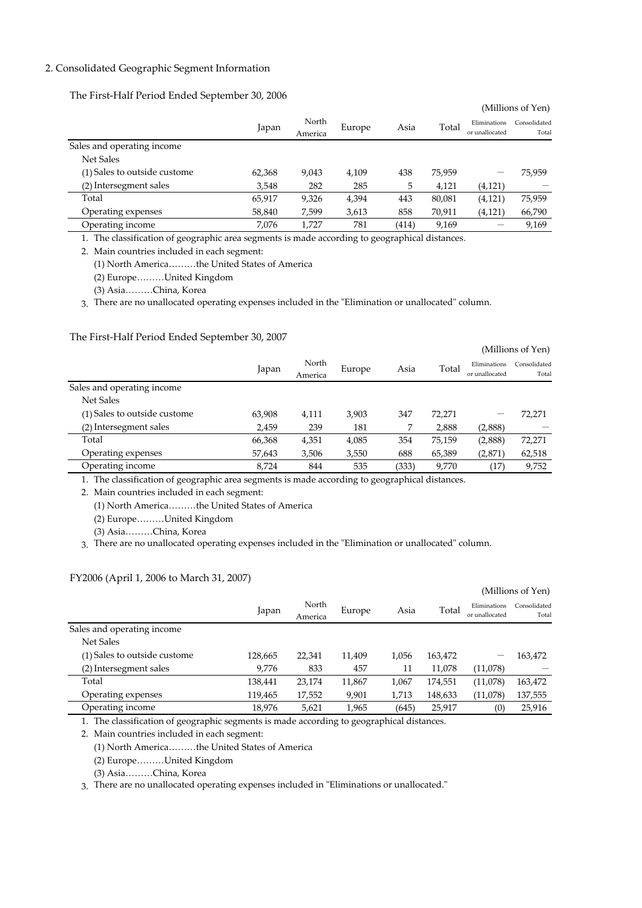## 2. Consolidated Geographic Segment Information

### The First-Half Period Ended September 30, 2006

(Millions of Yen)

| | Japan | North America | Europe | Asia | Total | Eliminations or unallocated | Consolidated Total |
|---|---|---|---|---|---|---|---|
| Sales and operating income | | | | | | | |
| Net Sales | | | | | | | |
| (1) Sales to outside custome | 62,368 | 9,043 | 4,109 | 438 | 75,959 | — | 75,959 |
| (2) Intersegment sales | 3,548 | 282 | 285 | 5 | 4,121 | (4,121) | — |
| Total | 65,917 | 9,326 | 4,394 | 443 | 80,081 | (4,121) | 75,959 |
| Operating expenses | 58,840 | 7,599 | 3,613 | 858 | 70,911 | (4,121) | 66,790 |
| Operating income | 7,076 | 1,727 | 781 | (414) | 9,169 | — | 9,169 |

1. The classification of geographic area segments is made according to geographical distances.
2. Main countries included in each segment:
   (1) North America………the United States of America
   (2) Europe………United Kingdom
   (3) Asia………China, Korea
3. There are no unallocated operating expenses included in the "Elimination or unallocated" column.

### The First-Half Period Ended September 30, 2007

(Millions of Yen)

| | Japan | North America | Europe | Asia | Total | Eliminations or unallocated | Consolidated Total |
|---|---|---|---|---|---|---|---|
| Sales and operating income | | | | | | | |
| Net Sales | | | | | | | |
| (1) Sales to outside custome | 63,908 | 4,111 | 3,903 | 347 | 72,271 | — | 72,271 |
| (2) Intersegment sales | 2,459 | 239 | 181 | 7 | 2,888 | (2,888) | — |
| Total | 66,368 | 4,351 | 4,085 | 354 | 75,159 | (2,888) | 72,271 |
| Operating expenses | 57,643 | 3,506 | 3,550 | 688 | 65,389 | (2,871) | 62,518 |
| Operating income | 8,724 | 844 | 535 | (333) | 9,770 | (17) | 9,752 |

1. The classification of geographic area segments is made according to geographical distances.
2. Main countries included in each segment:
   (1) North America………the United States of America
   (2) Europe………United Kingdom
   (3) Asia………China, Korea
3. There are no unallocated operating expenses included in the "Elimination or unallocated" column.

### FY2006 (April 1, 2006 to March 31, 2007)

(Millions of Yen)

| | Japan | North America | Europe | Asia | Total | Eliminations or unallocated | Consolidated Total |
|---|---|---|---|---|---|---|---|
| Sales and operating income | | | | | | | |
| Net Sales | | | | | | | |
| (1) Sales to outside custome | 128,665 | 22,341 | 11,409 | 1,056 | 163,472 | — | 163,472 |
| (2) Intersegment sales | 9,776 | 833 | 457 | 11 | 11,078 | (11,078) | — |
| Total | 138,441 | 23,174 | 11,867 | 1,067 | 174,551 | (11,078) | 163,472 |
| Operating expenses | 119,465 | 17,552 | 9,901 | 1,713 | 148,633 | (11,078) | 137,555 |
| Operating income | 18,976 | 5,621 | 1,965 | (645) | 25,917 | (0) | 25,916 |

1. The classification of geographic segments is made according to geographical distances.
2. Main countries included in each segment:
   (1) North America………the United States of America
   (2) Europe………United Kingdom
   (3) Asia………China, Korea
3. There are no unallocated operating expenses included in "Eliminations or unallocated."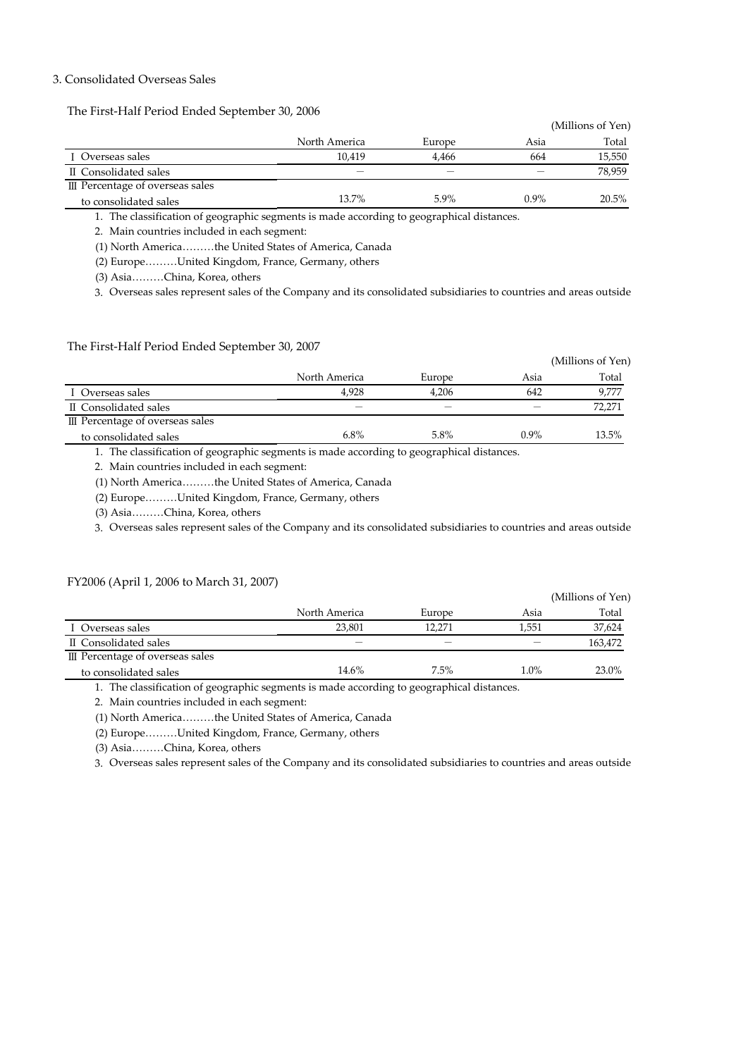## 3. Consolidated Overseas Sales

The First-Half Period Ended September 30, 2006

(Millions of Yen)

| | North America | Europe | Asia | Total |
|---|---|---|---|---|
| Ⅰ Overseas sales | 10,419 | 4,466 | 664 | 15,550 |
| Ⅱ Consolidated sales | — | — | — | 78,959 |
| Ⅲ Percentage of overseas sales to consolidated sales | 13.7% | 5.9% | 0.9% | 20.5% |

1. The classification of geographic segments is made according to geographical distances.
2. Main countries included in each segment:
   (1) North America………the United States of America, Canada
   (2) Europe………United Kingdom, France, Germany, others
   (3) Asia………China, Korea, others
3. Overseas sales represent sales of the Company and its consolidated subsidiaries to countries and areas outside

The First-Half Period Ended September 30, 2007

(Millions of Yen)

| | North America | Europe | Asia | Total |
|---|---|---|---|---|
| Ⅰ Overseas sales | 4,928 | 4,206 | 642 | 9,777 |
| Ⅱ Consolidated sales | — | — | — | 72,271 |
| Ⅲ Percentage of overseas sales to consolidated sales | 6.8% | 5.8% | 0.9% | 13.5% |

1. The classification of geographic segments is made according to geographical distances.
2. Main countries included in each segment:
   (1) North America………the United States of America, Canada
   (2) Europe………United Kingdom, France, Germany, others
   (3) Asia………China, Korea, others
3. Overseas sales represent sales of the Company and its consolidated subsidiaries to countries and areas outside

FY2006 (April 1, 2006 to March 31, 2007)

(Millions of Yen)

| | North America | Europe | Asia | Total |
|---|---|---|---|---|
| Ⅰ Overseas sales | 23,801 | 12,271 | 1,551 | 37,624 |
| Ⅱ Consolidated sales | — | — | — | 163,472 |
| Ⅲ Percentage of overseas sales to consolidated sales | 14.6% | 7.5% | 1.0% | 23.0% |

1. The classification of geographic segments is made according to geographical distances.
2. Main countries included in each segment:
   (1) North America………the United States of America, Canada
   (2) Europe………United Kingdom, France, Germany, others
   (3) Asia………China, Korea, others
3. Overseas sales represent sales of the Company and its consolidated subsidiaries to countries and areas outside